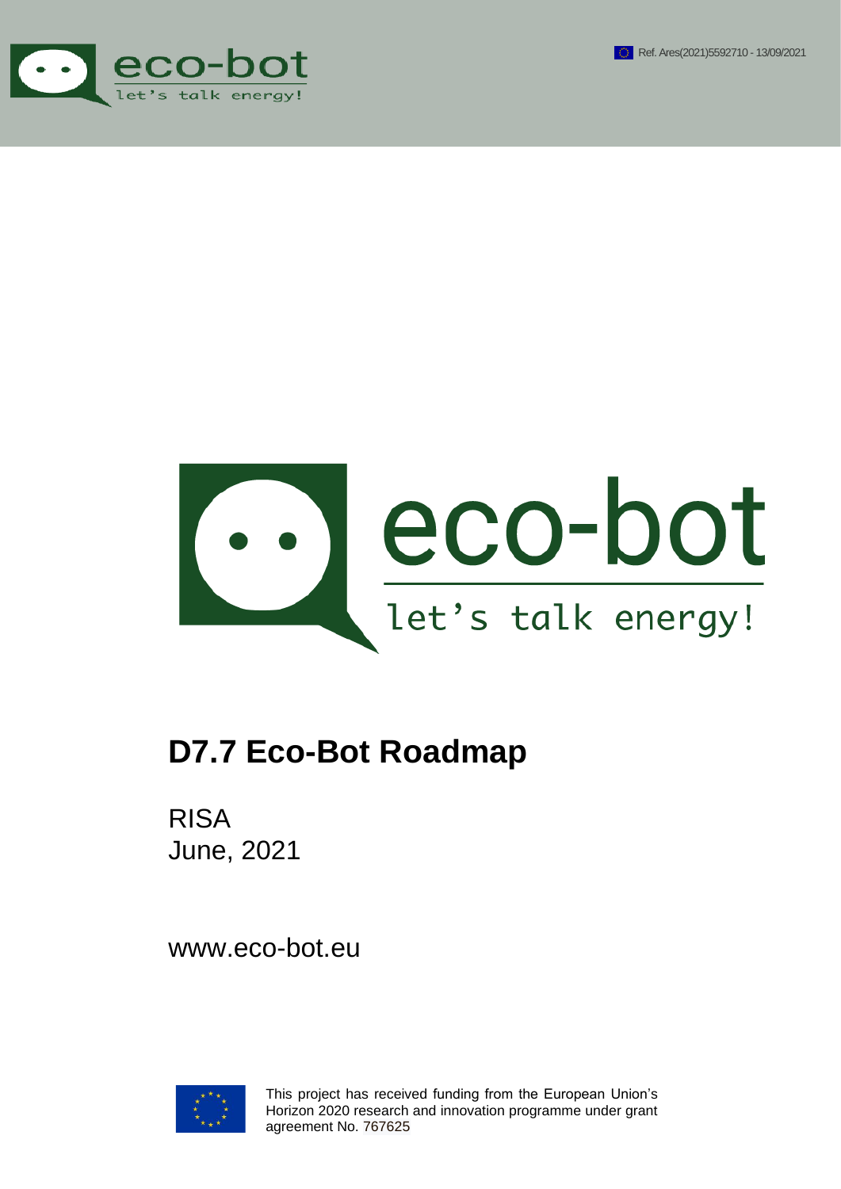Ref. Ares(2021)5592710 - 13/09/2021

eco-bot

let's talk energy!

# D7.7 Eco-Bot Roadmap

RISA
June, 2021

www.eco-bot.eu

This project has received funding from the European Union's Horizon 2020 research and innovation programme under grant agreement No. 767625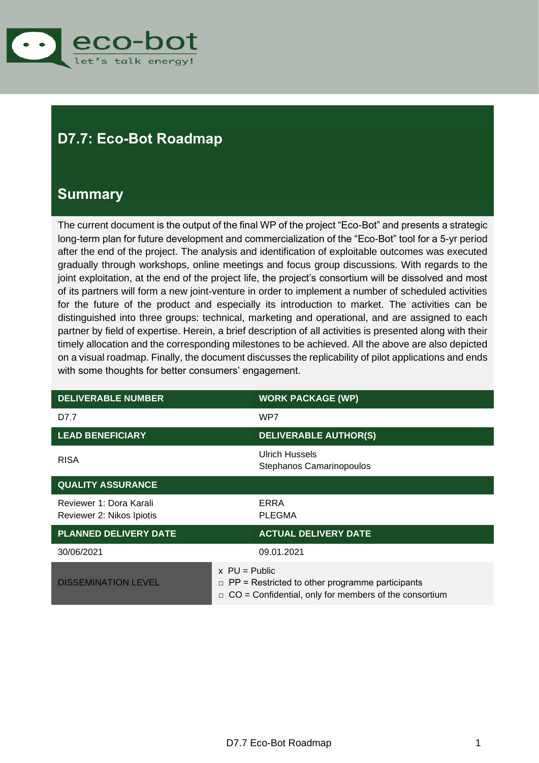# D7.7: Eco-Bot Roadmap

## Summary

The current document is the output of the final WP of the project "Eco-Bot" and presents a strategic long-term plan for future development and commercialization of the "Eco-Bot" tool for a 5-yr period after the end of the project. The analysis and identification of exploitable outcomes was executed gradually through workshops, online meetings and focus group discussions. With regards to the joint exploitation, at the end of the project life, the project's consortium will be dissolved and most of its partners will form a new joint-venture in order to implement a number of scheduled activities for the future of the product and especially its introduction to market. The activities can be distinguished into three groups: technical, marketing and operational, and are assigned to each partner by field of expertise. Herein, a brief description of all activities is presented along with their timely allocation and the corresponding milestones to be achieved. All the above are also depicted on a visual roadmap. Finally, the document discusses the replicability of pilot applications and ends with some thoughts for better consumers' engagement.

| DELIVERABLE NUMBER | WORK PACKAGE (WP) |
|---|---|
| D7.7 | WP7 |
| **LEAD BENEFICIARY** | **DELIVERABLE AUTHOR(S)** |
| RISA | Ulrich Hussels<br>Stephanos Camarinopoulos |
| **QUALITY ASSURANCE** | |
| Reviewer 1: Dora Karali<br>Reviewer 2: Nikos Ipiotis | ERRA<br>PLEGMA |
| **PLANNED DELIVERY DATE** | **ACTUAL DELIVERY DATE** |
| 30/06/2021 | 09.01.2021 |
| DISSEMINATION LEVEL | x PU = Public<br>□ PP = Restricted to other programme participants<br>□ CO = Confidential, only for members of the consortium |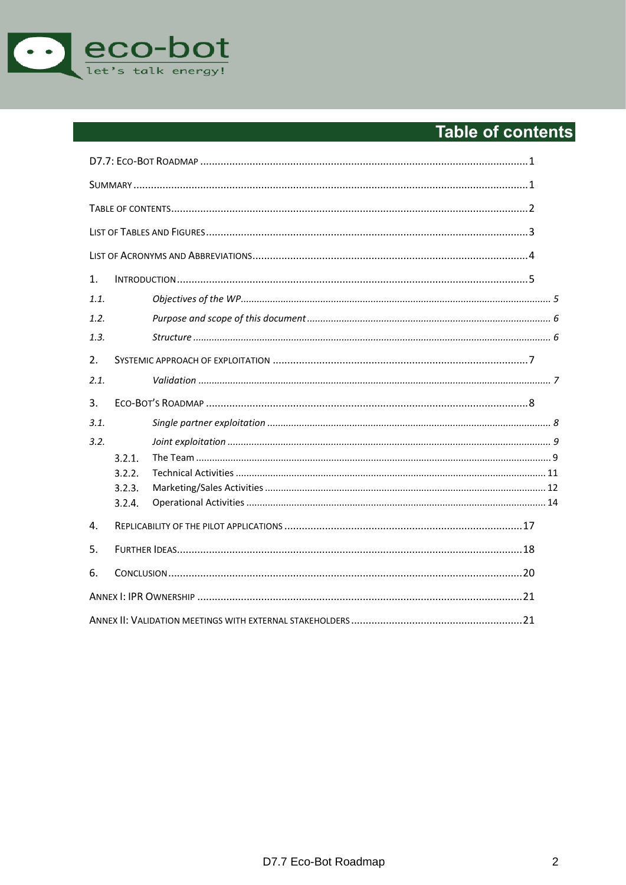# Table of contents

D7.7: Eco-Bot Roadmap ................................................................ 1

Summary ................................................................ 1

Table of contents ................................................................ 2

List of Tables and Figures ................................................................ 3

List of Acronyms and Abbreviations ................................................................ 4

1. Introduction ................................................................ 5

*1.1. Objectives of the WP ................................................................ 5*

*1.2. Purpose and scope of this document ................................................................ 6*

*1.3. Structure ................................................................ 6*

2. Systemic approach of exploitation ................................................................ 7

*2.1. Validation ................................................................ 7*

3. Eco-Bot's Roadmap ................................................................ 8

*3.1. Single partner exploitation ................................................................ 8*

*3.2. Joint exploitation ................................................................ 9*

3.2.1. The Team ................................................................ 9

3.2.2. Technical Activities ................................................................ 11

3.2.3. Marketing/Sales Activities ................................................................ 12

3.2.4. Operational Activities ................................................................ 14

4. Replicability of the pilot applications ................................................................ 17

5. Further Ideas ................................................................ 18

6. Conclusion ................................................................ 20

Annex I: IPR Ownership ................................................................ 21

Annex II: Validation meetings with external stakeholders ................................................................ 21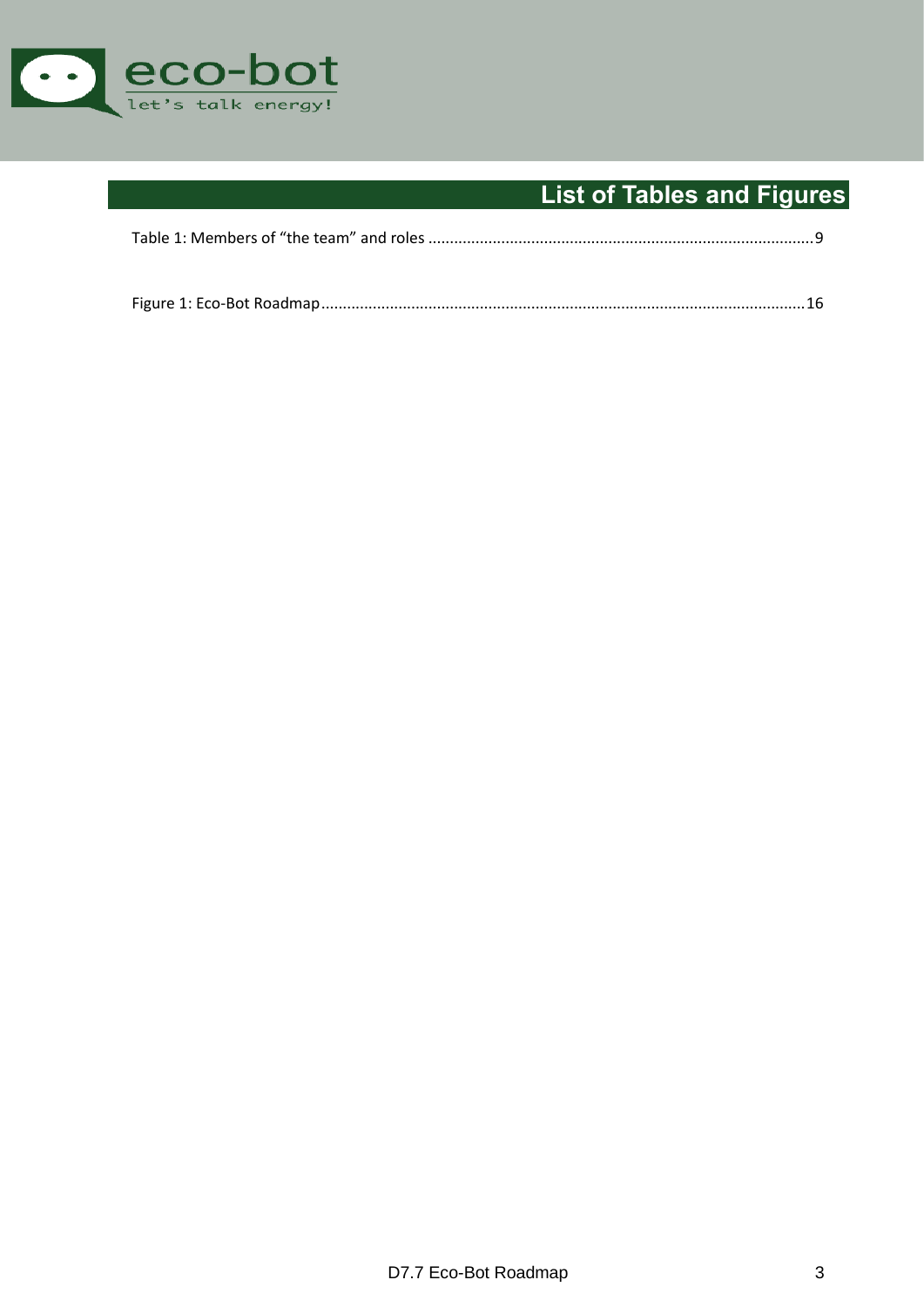# List of Tables and Figures

Table 1: Members of “the team” and roles ........................................................................................9

Figure 1: Eco-Bot Roadmap................................................................................................................16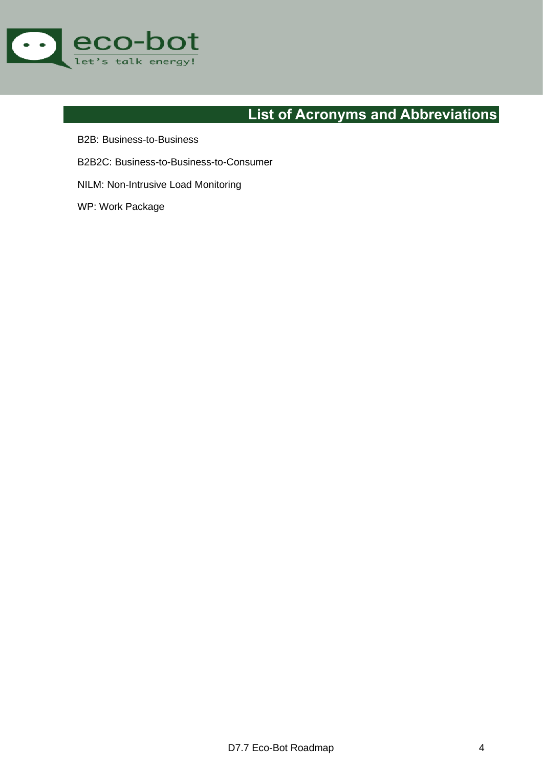# List of Acronyms and Abbreviations

B2B: Business-to-Business

B2B2C: Business-to-Business-to-Consumer

NILM: Non-Intrusive Load Monitoring

WP: Work Package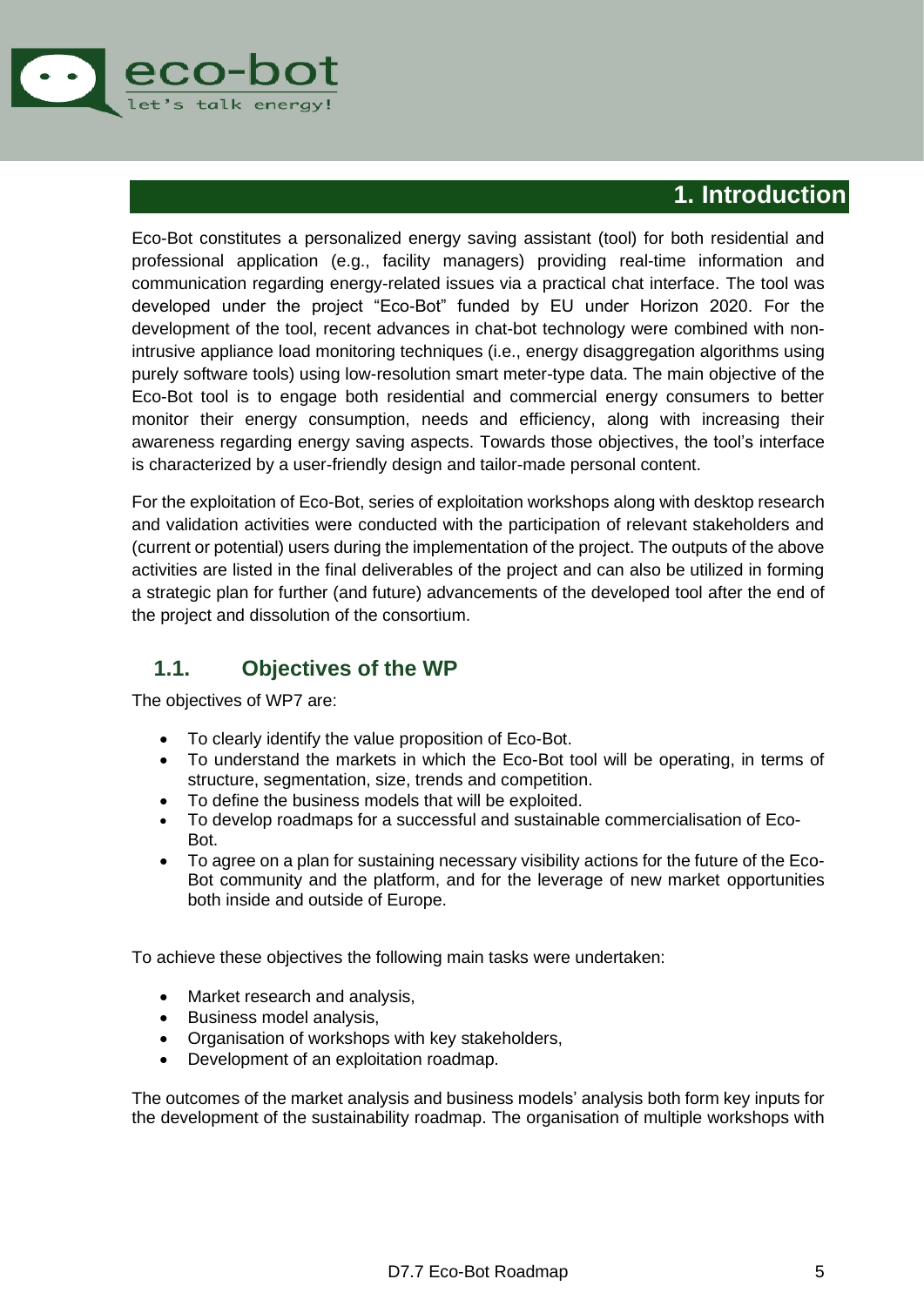# 1. Introduction

Eco-Bot constitutes a personalized energy saving assistant (tool) for both residential and professional application (e.g., facility managers) providing real-time information and communication regarding energy-related issues via a practical chat interface. The tool was developed under the project "Eco-Bot" funded by EU under Horizon 2020. For the development of the tool, recent advances in chat-bot technology were combined with non-intrusive appliance load monitoring techniques (i.e., energy disaggregation algorithms using purely software tools) using low-resolution smart meter-type data. The main objective of the Eco-Bot tool is to engage both residential and commercial energy consumers to better monitor their energy consumption, needs and efficiency, along with increasing their awareness regarding energy saving aspects. Towards those objectives, the tool's interface is characterized by a user-friendly design and tailor-made personal content.

For the exploitation of Eco-Bot, series of exploitation workshops along with desktop research and validation activities were conducted with the participation of relevant stakeholders and (current or potential) users during the implementation of the project. The outputs of the above activities are listed in the final deliverables of the project and can also be utilized in forming a strategic plan for further (and future) advancements of the developed tool after the end of the project and dissolution of the consortium.

## 1.1. Objectives of the WP

The objectives of WP7 are:

- To clearly identify the value proposition of Eco-Bot.
- To understand the markets in which the Eco-Bot tool will be operating, in terms of structure, segmentation, size, trends and competition.
- To define the business models that will be exploited.
- To develop roadmaps for a successful and sustainable commercialisation of Eco-Bot.
- To agree on a plan for sustaining necessary visibility actions for the future of the Eco-Bot community and the platform, and for the leverage of new market opportunities both inside and outside of Europe.

To achieve these objectives the following main tasks were undertaken:

- Market research and analysis,
- Business model analysis,
- Organisation of workshops with key stakeholders,
- Development of an exploitation roadmap.

The outcomes of the market analysis and business models' analysis both form key inputs for the development of the sustainability roadmap. The organisation of multiple workshops with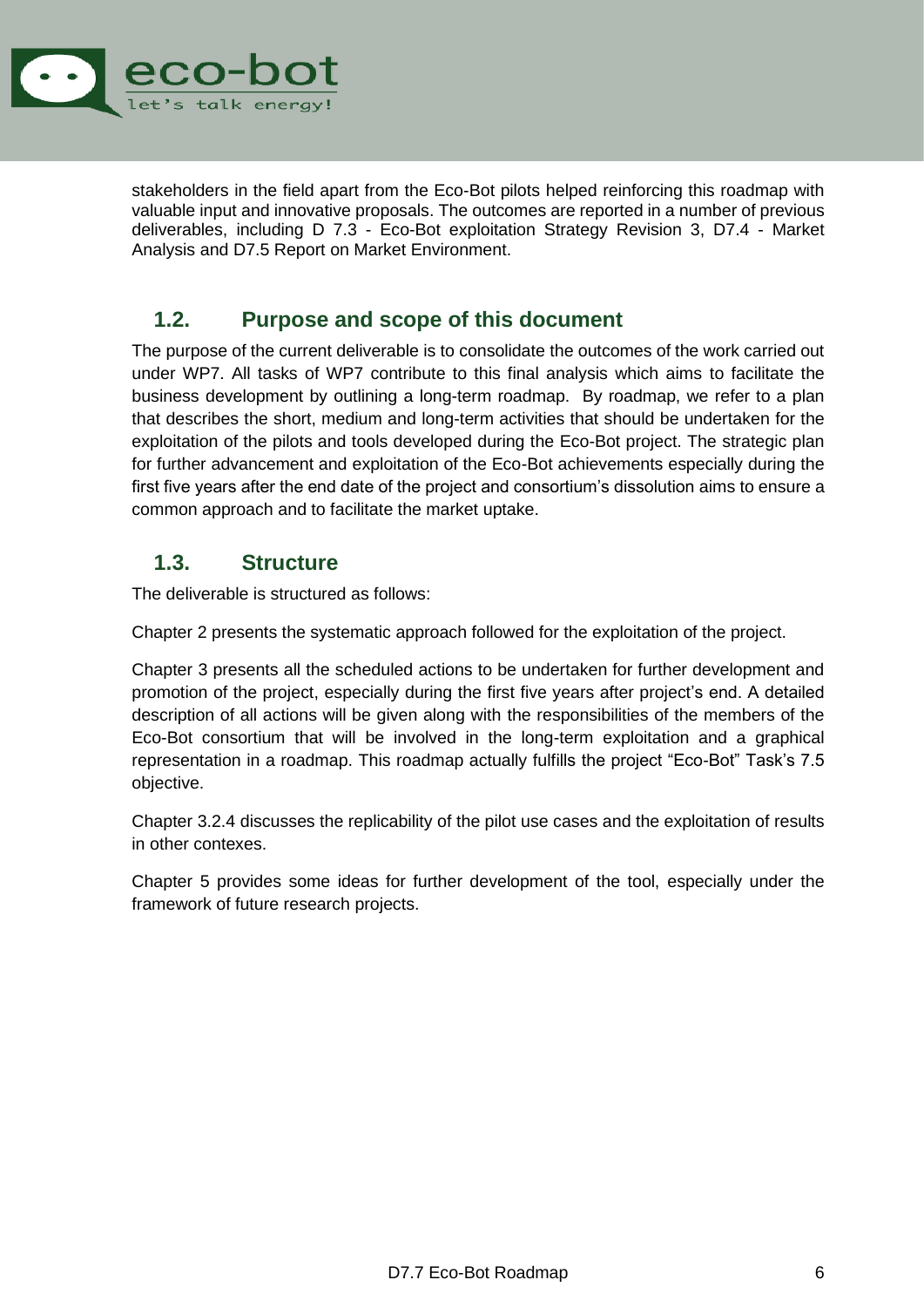stakeholders in the field apart from the Eco-Bot pilots helped reinforcing this roadmap with valuable input and innovative proposals. The outcomes are reported in a number of previous deliverables, including D 7.3 - Eco-Bot exploitation Strategy Revision 3, D7.4 - Market Analysis and D7.5 Report on Market Environment.

## 1.2. Purpose and scope of this document

The purpose of the current deliverable is to consolidate the outcomes of the work carried out under WP7. All tasks of WP7 contribute to this final analysis which aims to facilitate the business development by outlining a long-term roadmap. By roadmap, we refer to a plan that describes the short, medium and long-term activities that should be undertaken for the exploitation of the pilots and tools developed during the Eco-Bot project. The strategic plan for further advancement and exploitation of the Eco-Bot achievements especially during the first five years after the end date of the project and consortium's dissolution aims to ensure a common approach and to facilitate the market uptake.

## 1.3. Structure

The deliverable is structured as follows:

Chapter 2 presents the systematic approach followed for the exploitation of the project.

Chapter 3 presents all the scheduled actions to be undertaken for further development and promotion of the project, especially during the first five years after project's end. A detailed description of all actions will be given along with the responsibilities of the members of the Eco-Bot consortium that will be involved in the long-term exploitation and a graphical representation in a roadmap. This roadmap actually fulfills the project "Eco-Bot" Task's 7.5 objective.

Chapter 3.2.4 discusses the replicability of the pilot use cases and the exploitation of results in other contexes.

Chapter 5 provides some ideas for further development of the tool, especially under the framework of future research projects.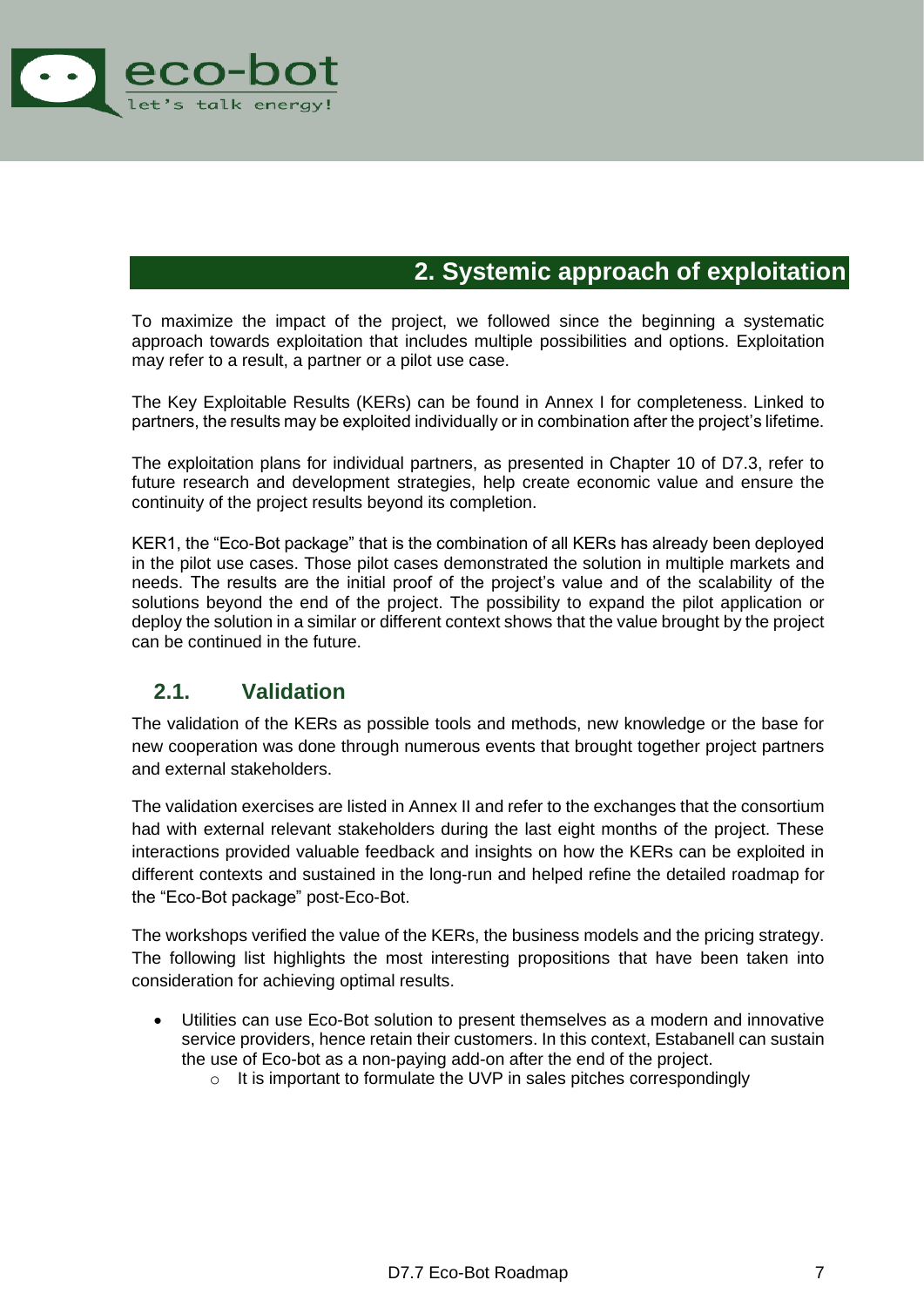# 2. Systemic approach of exploitation

To maximize the impact of the project, we followed since the beginning a systematic approach towards exploitation that includes multiple possibilities and options. Exploitation may refer to a result, a partner or a pilot use case.

The Key Exploitable Results (KERs) can be found in Annex I for completeness. Linked to partners, the results may be exploited individually or in combination after the project's lifetime.

The exploitation plans for individual partners, as presented in Chapter 10 of D7.3, refer to future research and development strategies, help create economic value and ensure the continuity of the project results beyond its completion.

KER1, the "Eco-Bot package" that is the combination of all KERs has already been deployed in the pilot use cases. Those pilot cases demonstrated the solution in multiple markets and needs. The results are the initial proof of the project's value and of the scalability of the solutions beyond the end of the project. The possibility to expand the pilot application or deploy the solution in a similar or different context shows that the value brought by the project can be continued in the future.

## 2.1. Validation

The validation of the KERs as possible tools and methods, new knowledge or the base for new cooperation was done through numerous events that brought together project partners and external stakeholders.

The validation exercises are listed in Annex II and refer to the exchanges that the consortium had with external relevant stakeholders during the last eight months of the project. These interactions provided valuable feedback and insights on how the KERs can be exploited in different contexts and sustained in the long-run and helped refine the detailed roadmap for the "Eco-Bot package" post-Eco-Bot.

The workshops verified the value of the KERs, the business models and the pricing strategy. The following list highlights the most interesting propositions that have been taken into consideration for achieving optimal results.

- Utilities can use Eco-Bot solution to present themselves as a modern and innovative service providers, hence retain their customers. In this context, Estabanell can sustain the use of Eco-bot as a non-paying add-on after the end of the project.
  - It is important to formulate the UVP in sales pitches correspondingly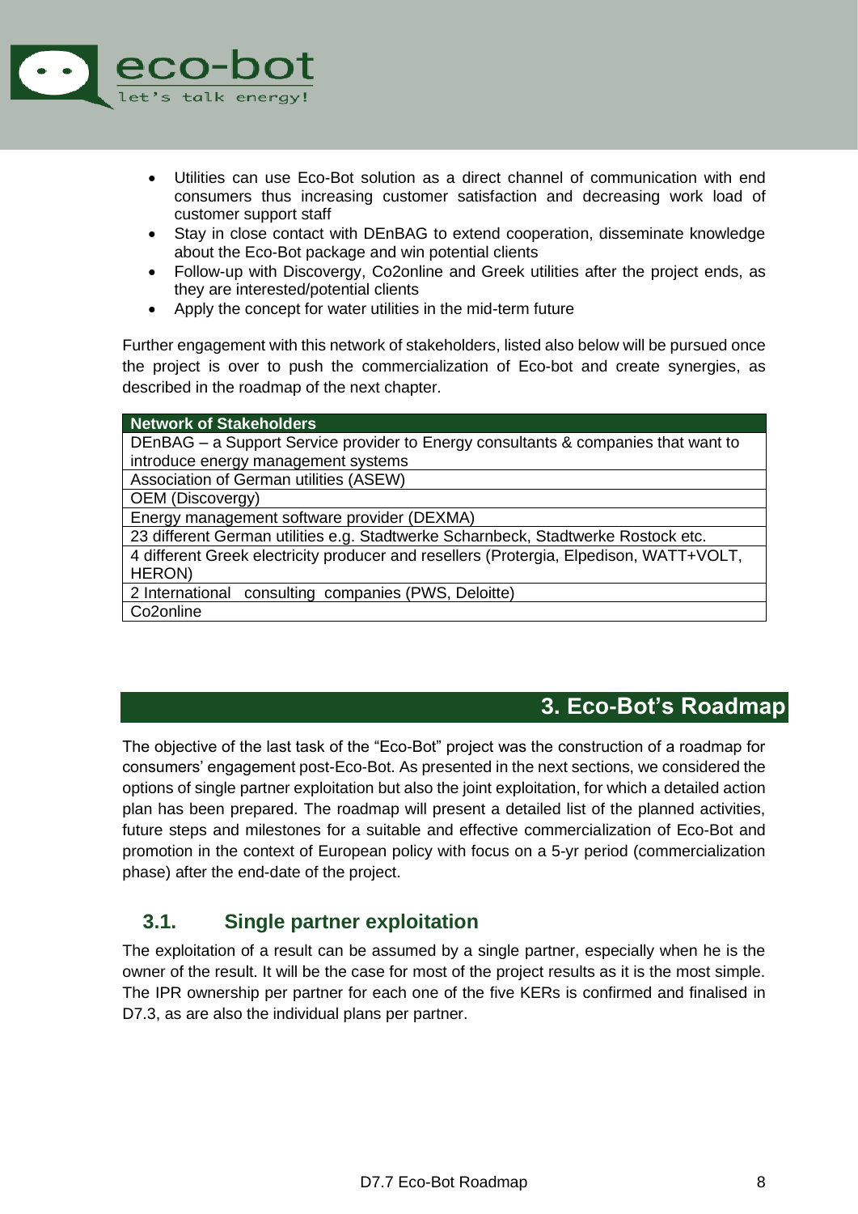- Utilities can use Eco-Bot solution as a direct channel of communication with end consumers thus increasing customer satisfaction and decreasing work load of customer support staff
- Stay in close contact with DEnBAG to extend cooperation, disseminate knowledge about the Eco-Bot package and win potential clients
- Follow-up with Discovergy, Co2online and Greek utilities after the project ends, as they are interested/potential clients
- Apply the concept for water utilities in the mid-term future

Further engagement with this network of stakeholders, listed also below will be pursued once the project is over to push the commercialization of Eco-bot and create synergies, as described in the roadmap of the next chapter.

| Network of Stakeholders |
| --- |
| DEnBAG – a Support Service provider to Energy consultants & companies that want to introduce energy management systems |
| Association of German utilities (ASEW) |
| OEM (Discovergy) |
| Energy management software provider (DEXMA) |
| 23 different German utilities e.g. Stadtwerke Scharnbeck, Stadtwerke Rostock etc. |
| 4 different Greek electricity producer and resellers (Protergia, Elpedison, WATT+VOLT, HERON) |
| 2 International consulting companies (PWS, Deloitte) |
| Co2online |

# 3. Eco-Bot's Roadmap

The objective of the last task of the "Eco-Bot" project was the construction of a roadmap for consumers' engagement post-Eco-Bot. As presented in the next sections, we considered the options of single partner exploitation but also the joint exploitation, for which a detailed action plan has been prepared. The roadmap will present a detailed list of the planned activities, future steps and milestones for a suitable and effective commercialization of Eco-Bot and promotion in the context of European policy with focus on a 5-yr period (commercialization phase) after the end-date of the project.

## 3.1. Single partner exploitation

The exploitation of a result can be assumed by a single partner, especially when he is the owner of the result. It will be the case for most of the project results as it is the most simple. The IPR ownership per partner for each one of the five KERs is confirmed and finalised in D7.3, as are also the individual plans per partner.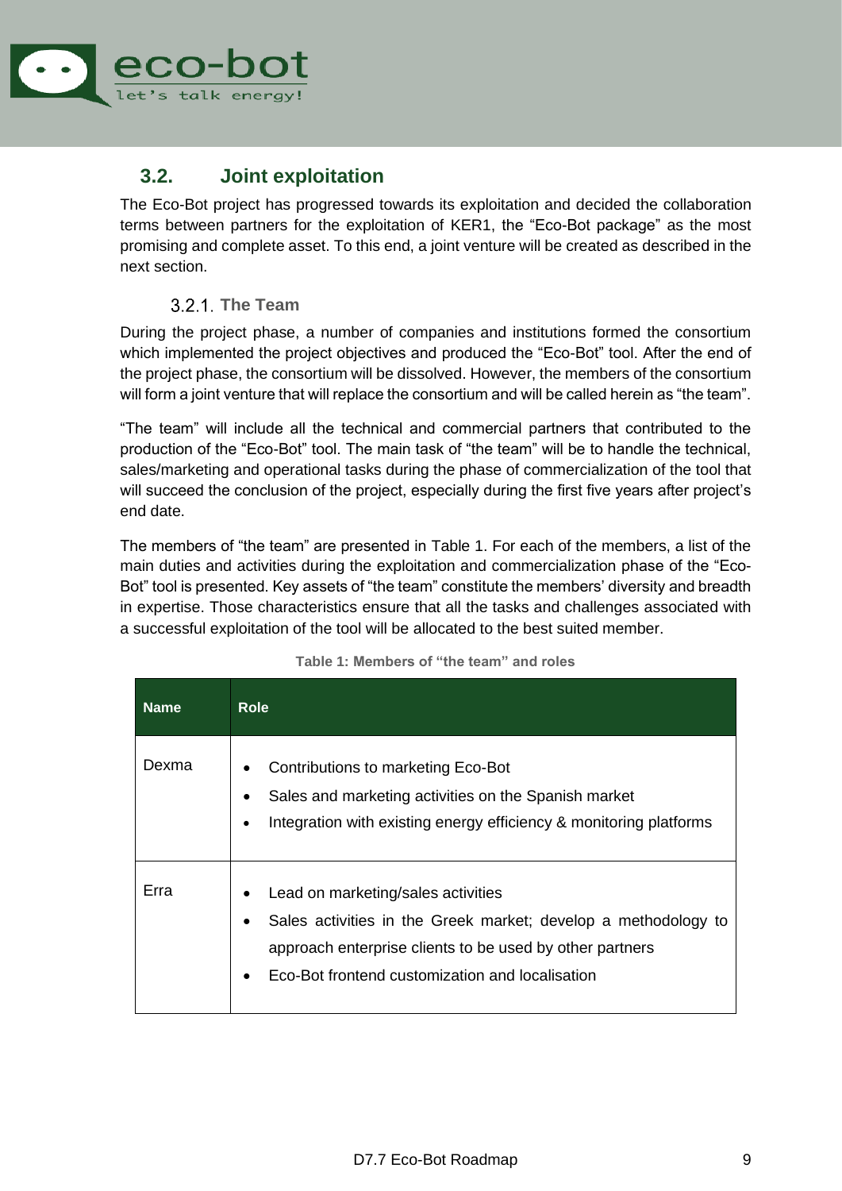## 3.2. Joint exploitation

The Eco-Bot project has progressed towards its exploitation and decided the collaboration terms between partners for the exploitation of KER1, the “Eco-Bot package” as the most promising and complete asset. To this end, a joint venture will be created as described in the next section.

### 3.2.1. The Team

During the project phase, a number of companies and institutions formed the consortium which implemented the project objectives and produced the “Eco-Bot” tool. After the end of the project phase, the consortium will be dissolved. However, the members of the consortium will form a joint venture that will replace the consortium and will be called herein as “the team”.

“The team” will include all the technical and commercial partners that contributed to the production of the “Eco-Bot” tool. The main task of “the team” will be to handle the technical, sales/marketing and operational tasks during the phase of commercialization of the tool that will succeed the conclusion of the project, especially during the first five years after project’s end date.

The members of “the team” are presented in Table 1. For each of the members, a list of the main duties and activities during the exploitation and commercialization phase of the “Eco-Bot” tool is presented. Key assets of “the team” constitute the members’ diversity and breadth in expertise. Those characteristics ensure that all the tasks and challenges associated with a successful exploitation of the tool will be allocated to the best suited member.

**Table 1: Members of “the team” and roles**

| Name | Role |
| --- | --- |
| Dexma | • Contributions to marketing Eco-Bot<br>• Sales and marketing activities on the Spanish market<br>• Integration with existing energy efficiency & monitoring platforms |
| Erra | • Lead on marketing/sales activities<br>• Sales activities in the Greek market; develop a methodology to approach enterprise clients to be used by other partners<br>• Eco-Bot frontend customization and localisation |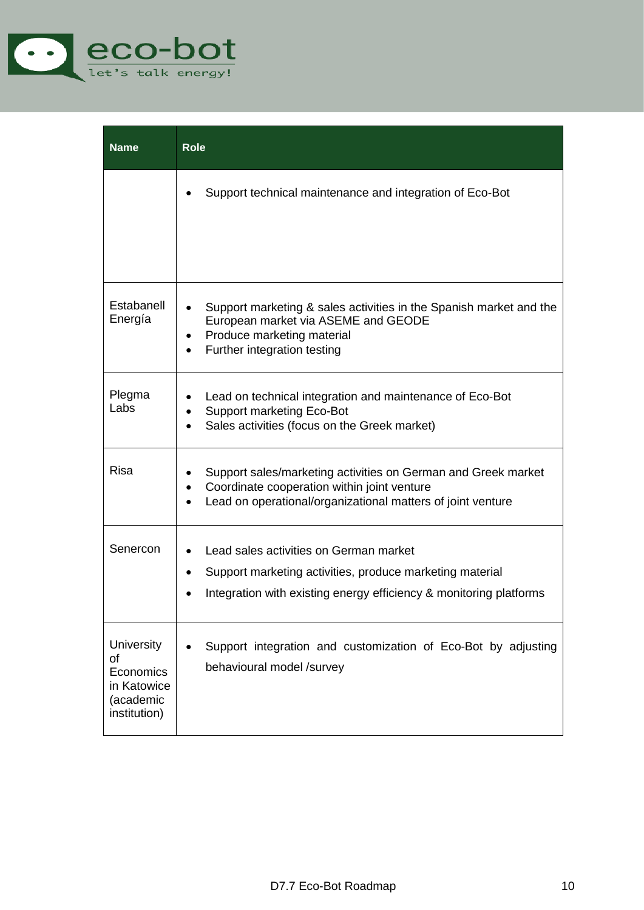| Name | Role |
|---|---|
| | • Support technical maintenance and integration of Eco-Bot |
| Estabanell Energía | • Support marketing & sales activities in the Spanish market and the European market via ASEME and GEODE<br>• Produce marketing material<br>• Further integration testing |
| Plegma Labs | • Lead on technical integration and maintenance of Eco-Bot<br>• Support marketing Eco-Bot<br>• Sales activities (focus on the Greek market) |
| Risa | • Support sales/marketing activities on German and Greek market<br>• Coordinate cooperation within joint venture<br>• Lead on operational/organizational matters of joint venture |
| Senercon | • Lead sales activities on German market<br>• Support marketing activities, produce marketing material<br>• Integration with existing energy efficiency & monitoring platforms |
| University of Economics in Katowice (academic institution) | • Support integration and customization of Eco-Bot by adjusting behavioural model /survey |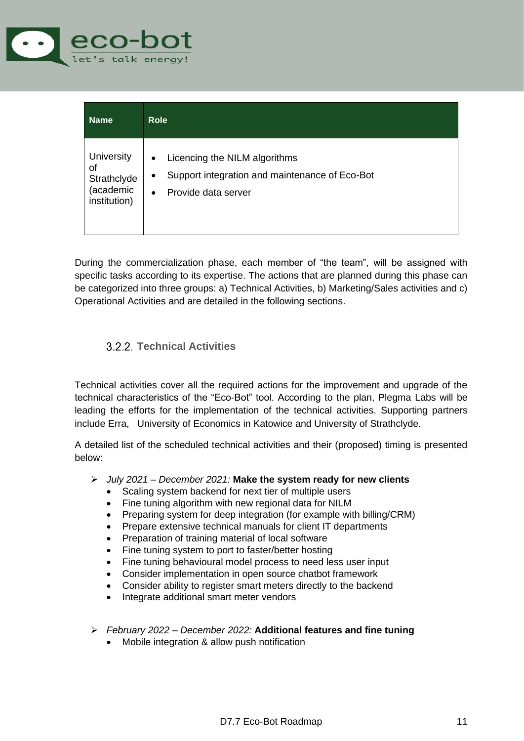| Name | Role |
|---|---|
| University of Strathclyde (academic institution) | • Licencing the NILM algorithms<br>• Support integration and maintenance of Eco-Bot<br>• Provide data server |

During the commercialization phase, each member of "the team", will be assigned with specific tasks according to its expertise. The actions that are planned during this phase can be categorized into three groups: a) Technical Activities, b) Marketing/Sales activities and c) Operational Activities and are detailed in the following sections.

### 3.2.2. Technical Activities

Technical activities cover all the required actions for the improvement and upgrade of the technical characteristics of the "Eco-Bot" tool. According to the plan, Plegma Labs will be leading the efforts for the implementation of the technical activities. Supporting partners include Erra, University of Economics in Katowice and University of Strathclyde.

A detailed list of the scheduled technical activities and their (proposed) timing is presented below:

- *July 2021 – December 2021:* **Make the system ready for new clients**
  - Scaling system backend for next tier of multiple users
  - Fine tuning algorithm with new regional data for NILM
  - Preparing system for deep integration (for example with billing/CRM)
  - Prepare extensive technical manuals for client IT departments
  - Preparation of training material of local software
  - Fine tuning system to port to faster/better hosting
  - Fine tuning behavioural model process to need less user input
  - Consider implementation in open source chatbot framework
  - Consider ability to register smart meters directly to the backend
  - Integrate additional smart meter vendors

- *February 2022 – December 2022:* **Additional features and fine tuning**
  - Mobile integration & allow push notification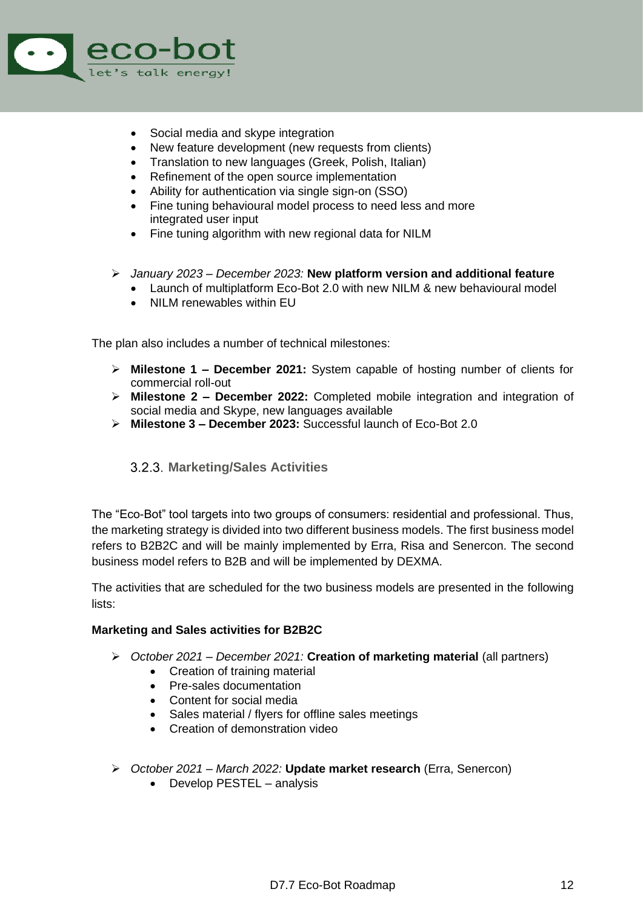- Social media and skype integration
- New feature development (new requests from clients)
- Translation to new languages (Greek, Polish, Italian)
- Refinement of the open source implementation
- Ability for authentication via single sign-on (SSO)
- Fine tuning behavioural model process to need less and more integrated user input
- Fine tuning algorithm with new regional data for NILM

- *January 2023 – December 2023:* **New platform version and additional feature**
  - Launch of multiplatform Eco-Bot 2.0 with new NILM & new behavioural model
  - NILM renewables within EU

The plan also includes a number of technical milestones:

- **Milestone 1 – December 2021:** System capable of hosting number of clients for commercial roll-out
- **Milestone 2 – December 2022:** Completed mobile integration and integration of social media and Skype, new languages available
- **Milestone 3 – December 2023:** Successful launch of Eco-Bot 2.0

### 3.2.3. Marketing/Sales Activities

The "Eco-Bot" tool targets into two groups of consumers: residential and professional. Thus, the marketing strategy is divided into two different business models. The first business model refers to B2B2C and will be mainly implemented by Erra, Risa and Senercon. The second business model refers to B2B and will be implemented by DEXMA.

The activities that are scheduled for the two business models are presented in the following lists:

**Marketing and Sales activities for B2B2C**

- *October 2021 – December 2021:* **Creation of marketing material** (all partners)
  - Creation of training material
  - Pre-sales documentation
  - Content for social media
  - Sales material / flyers for offline sales meetings
  - Creation of demonstration video

- *October 2021 – March 2022:* **Update market research** (Erra, Senercon)
  - Develop PESTEL – analysis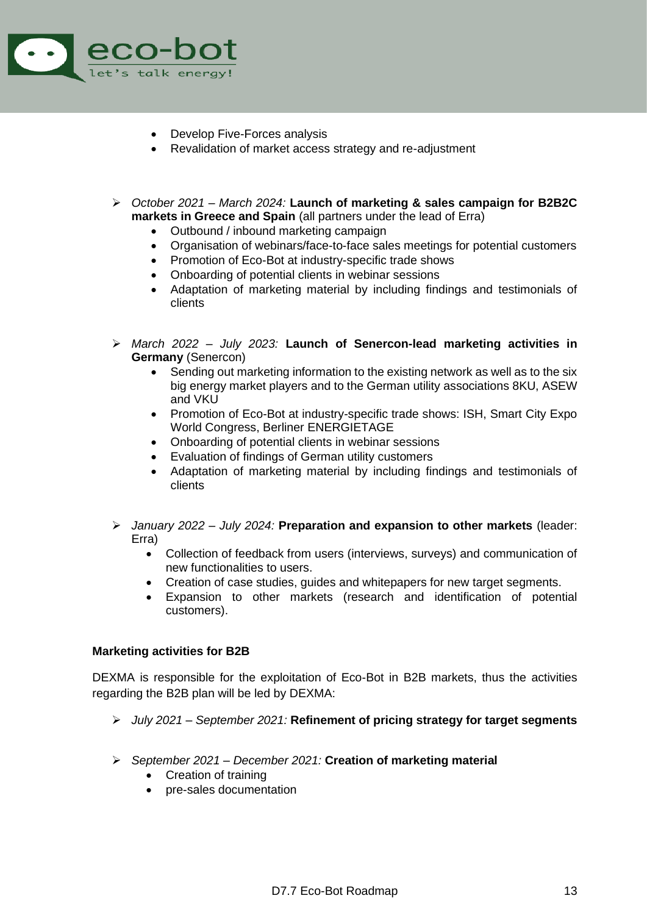- Develop Five-Forces analysis
- Revalidation of market access strategy and re-adjustment

- *October 2021 – March 2024:* **Launch of marketing & sales campaign for B2B2C markets in Greece and Spain** (all partners under the lead of Erra)
  - Outbound / inbound marketing campaign
  - Organisation of webinars/face-to-face sales meetings for potential customers
  - Promotion of Eco-Bot at industry-specific trade shows
  - Onboarding of potential clients in webinar sessions
  - Adaptation of marketing material by including findings and testimonials of clients

- *March 2022 – July 2023:* **Launch of Senercon-lead marketing activities in Germany** (Senercon)
  - Sending out marketing information to the existing network as well as to the six big energy market players and to the German utility associations 8KU, ASEW and VKU
  - Promotion of Eco-Bot at industry-specific trade shows: ISH, Smart City Expo World Congress, Berliner ENERGIETAGE
  - Onboarding of potential clients in webinar sessions
  - Evaluation of findings of German utility customers
  - Adaptation of marketing material by including findings and testimonials of clients

- *January 2022 – July 2024:* **Preparation and expansion to other markets** (leader: Erra)
  - Collection of feedback from users (interviews, surveys) and communication of new functionalities to users.
  - Creation of case studies, guides and whitepapers for new target segments.
  - Expansion to other markets (research and identification of potential customers).

**Marketing activities for B2B**

DEXMA is responsible for the exploitation of Eco-Bot in B2B markets, thus the activities regarding the B2B plan will be led by DEXMA:

- *July 2021 – September 2021:* **Refinement of pricing strategy for target segments**

- *September 2021 – December 2021:* **Creation of marketing material**
  - Creation of training
  - pre-sales documentation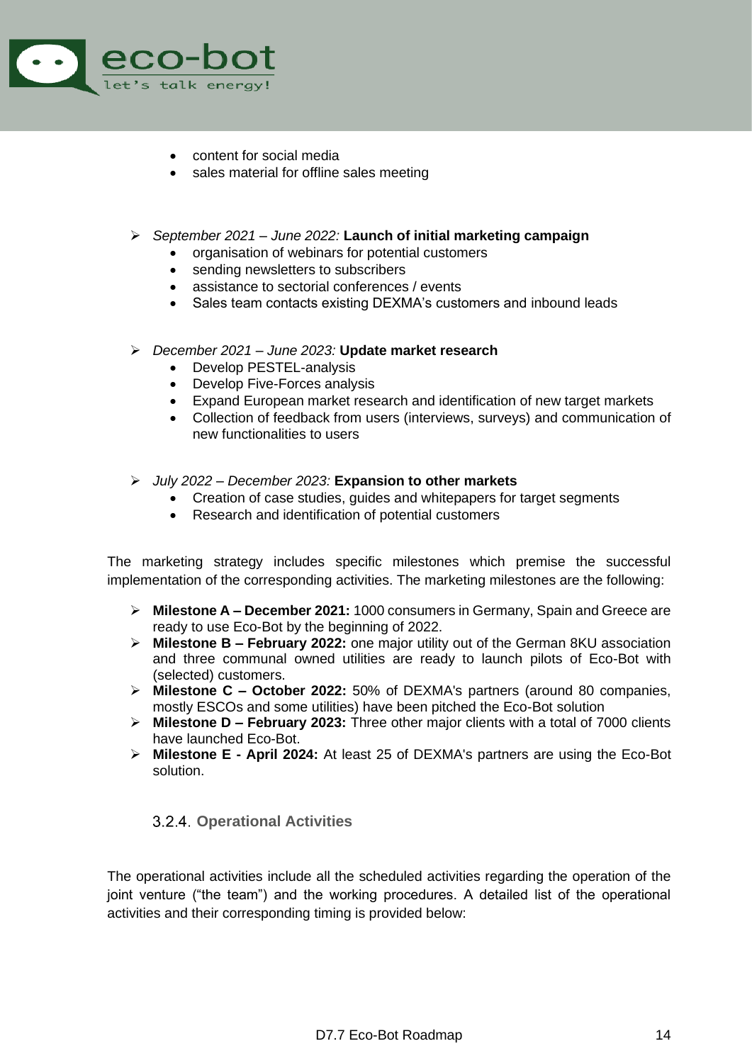- content for social media
- sales material for offline sales meeting

- *September 2021 – June 2022:* **Launch of initial marketing campaign**
  - organisation of webinars for potential customers
  - sending newsletters to subscribers
  - assistance to sectorial conferences / events
  - Sales team contacts existing DEXMA's customers and inbound leads

- *December 2021 – June 2023:* **Update market research**
  - Develop PESTEL-analysis
  - Develop Five-Forces analysis
  - Expand European market research and identification of new target markets
  - Collection of feedback from users (interviews, surveys) and communication of new functionalities to users

- *July 2022 – December 2023:* **Expansion to other markets**
  - Creation of case studies, guides and whitepapers for target segments
  - Research and identification of potential customers

The marketing strategy includes specific milestones which premise the successful implementation of the corresponding activities. The marketing milestones are the following:

- **Milestone A – December 2021:** 1000 consumers in Germany, Spain and Greece are ready to use Eco-Bot by the beginning of 2022.
- **Milestone B – February 2022:** one major utility out of the German 8KU association and three communal owned utilities are ready to launch pilots of Eco-Bot with (selected) customers.
- **Milestone C – October 2022:** 50% of DEXMA's partners (around 80 companies, mostly ESCOs and some utilities) have been pitched the Eco-Bot solution
- **Milestone D – February 2023:** Three other major clients with a total of 7000 clients have launched Eco-Bot.
- **Milestone E - April 2024:** At least 25 of DEXMA's partners are using the Eco-Bot solution.

### 3.2.4. Operational Activities

The operational activities include all the scheduled activities regarding the operation of the joint venture ("the team") and the working procedures. A detailed list of the operational activities and their corresponding timing is provided below: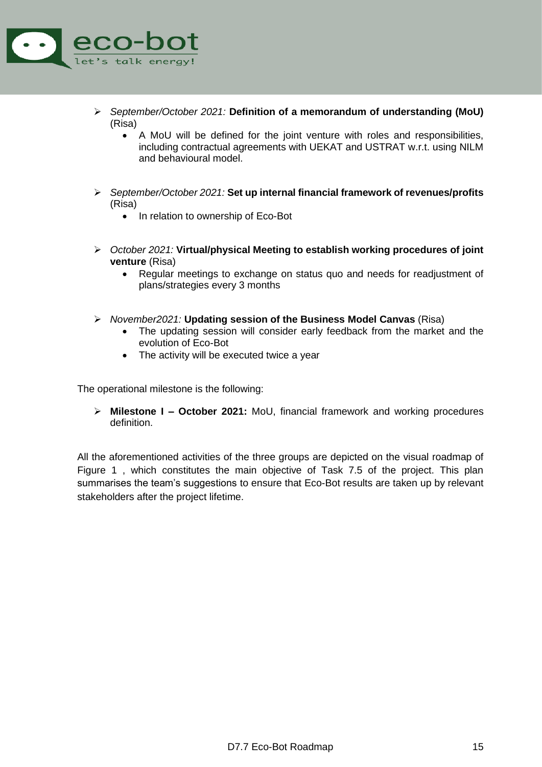- *September/October 2021:* **Definition of a memorandum of understanding (MoU)** (Risa)
  - A MoU will be defined for the joint venture with roles and responsibilities, including contractual agreements with UEKAT and USTRAT w.r.t. using NILM and behavioural model.

- *September/October 2021:* **Set up internal financial framework of revenues/profits** (Risa)
  - In relation to ownership of Eco-Bot

- *October 2021:* **Virtual/physical Meeting to establish working procedures of joint venture** (Risa)
  - Regular meetings to exchange on status quo and needs for readjustment of plans/strategies every 3 months

- *November2021:* **Updating session of the Business Model Canvas** (Risa)
  - The updating session will consider early feedback from the market and the evolution of Eco-Bot
  - The activity will be executed twice a year

The operational milestone is the following:

- **Milestone I – October 2021:** MoU, financial framework and working procedures definition.

All the aforementioned activities of the three groups are depicted on the visual roadmap of Figure 1 , which constitutes the main objective of Task 7.5 of the project. This plan summarises the team's suggestions to ensure that Eco-Bot results are taken up by relevant stakeholders after the project lifetime.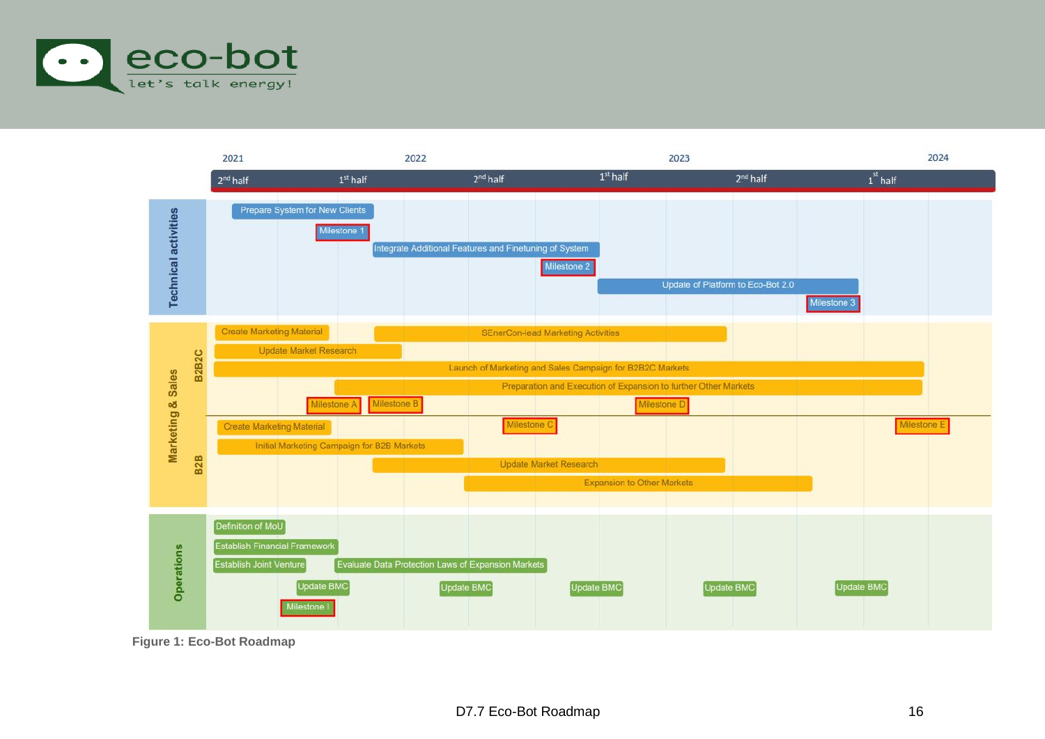| | | 2021 | 2022 | | 2023 | | 2024 |
|---|---|---|---|---|---|---|---|
| | | 2nd half | 1st half | 2nd half | 1st half | 2nd half | 1st half |

**Technical activities**

- Prepare System for New Clients
- Milestone 1
- Integrate Additional Features and Finetuning of System
- Milestone 2
- Update of Platform to Eco-Bot 2.0
- Milestone 3

**Marketing & Sales**

*B2B2C*

- Create Marketing Material
- SEnerCon-lead Marketing Activities
- Update Market Research
- Launch of Marketing and Sales Campaign for B2B2C Markets
- Preparation and Execution of Expansion to further Other Markets
- Milestone A
- Milestone B
- Milestone D

*B2B*

- Milestone C
- Milestone E
- Create Marketing Material
- Initial Marketing Campaign for B2B Markets
- Update Market Research
- Expansion to Other Markets

**Operations**

- Definition of MoU
- Establish Financial Framework
- Establish Joint Venture
- Evaluate Data Protection Laws of Expansion Markets
- Update BMC
- Update BMC
- Update BMC
- Update BMC
- Update BMC
- Milestone I

**Figure 1: Eco-Bot Roadmap**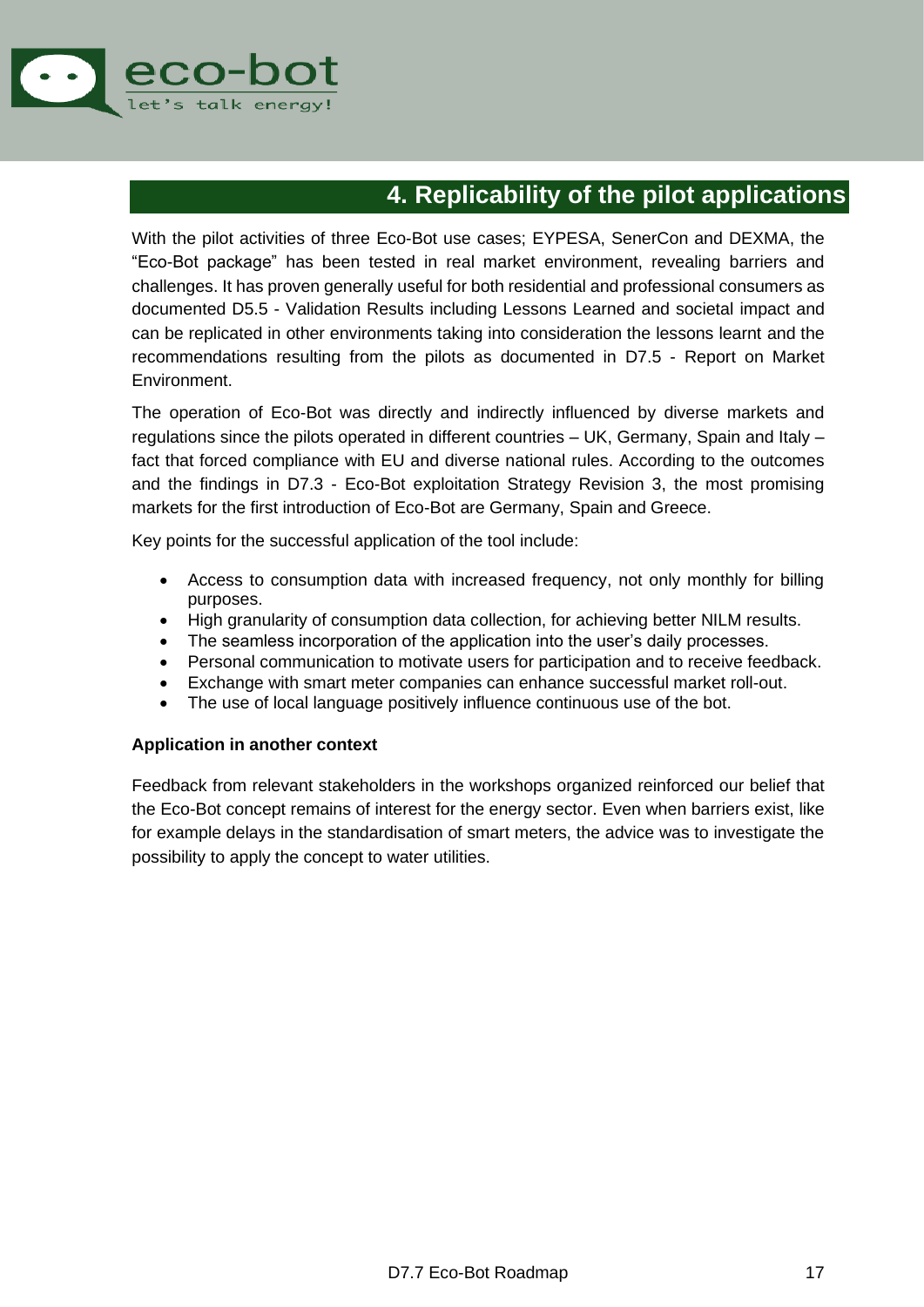# 4. Replicability of the pilot applications

With the pilot activities of three Eco-Bot use cases; EYPESA, SenerCon and DEXMA, the "Eco-Bot package" has been tested in real market environment, revealing barriers and challenges. It has proven generally useful for both residential and professional consumers as documented D5.5 - Validation Results including Lessons Learned and societal impact and can be replicated in other environments taking into consideration the lessons learnt and the recommendations resulting from the pilots as documented in D7.5 - Report on Market Environment.

The operation of Eco-Bot was directly and indirectly influenced by diverse markets and regulations since the pilots operated in different countries – UK, Germany, Spain and Italy – fact that forced compliance with EU and diverse national rules. According to the outcomes and the findings in D7.3 - Eco-Bot exploitation Strategy Revision 3, the most promising markets for the first introduction of Eco-Bot are Germany, Spain and Greece.

Key points for the successful application of the tool include:

- Access to consumption data with increased frequency, not only monthly for billing purposes.
- High granularity of consumption data collection, for achieving better NILM results.
- The seamless incorporation of the application into the user's daily processes.
- Personal communication to motivate users for participation and to receive feedback.
- Exchange with smart meter companies can enhance successful market roll-out.
- The use of local language positively influence continuous use of the bot.

**Application in another context**

Feedback from relevant stakeholders in the workshops organized reinforced our belief that the Eco-Bot concept remains of interest for the energy sector. Even when barriers exist, like for example delays in the standardisation of smart meters, the advice was to investigate the possibility to apply the concept to water utilities.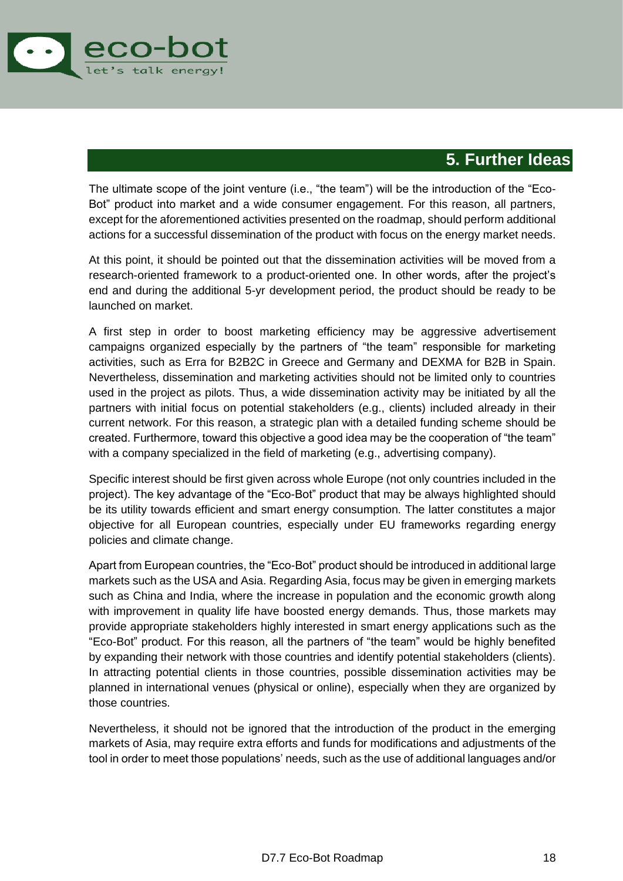## 5. Further Ideas

The ultimate scope of the joint venture (i.e., "the team") will be the introduction of the "Eco-Bot" product into market and a wide consumer engagement. For this reason, all partners, except for the aforementioned activities presented on the roadmap, should perform additional actions for a successful dissemination of the product with focus on the energy market needs.

At this point, it should be pointed out that the dissemination activities will be moved from a research-oriented framework to a product-oriented one. In other words, after the project's end and during the additional 5-yr development period, the product should be ready to be launched on market.

A first step in order to boost marketing efficiency may be aggressive advertisement campaigns organized especially by the partners of "the team" responsible for marketing activities, such as Erra for B2B2C in Greece and Germany and DEXMA for B2B in Spain. Nevertheless, dissemination and marketing activities should not be limited only to countries used in the project as pilots. Thus, a wide dissemination activity may be initiated by all the partners with initial focus on potential stakeholders (e.g., clients) included already in their current network. For this reason, a strategic plan with a detailed funding scheme should be created. Furthermore, toward this objective a good idea may be the cooperation of "the team" with a company specialized in the field of marketing (e.g., advertising company).

Specific interest should be first given across whole Europe (not only countries included in the project). The key advantage of the "Eco-Bot" product that may be always highlighted should be its utility towards efficient and smart energy consumption. The latter constitutes a major objective for all European countries, especially under EU frameworks regarding energy policies and climate change.

Apart from European countries, the "Eco-Bot" product should be introduced in additional large markets such as the USA and Asia. Regarding Asia, focus may be given in emerging markets such as China and India, where the increase in population and the economic growth along with improvement in quality life have boosted energy demands. Thus, those markets may provide appropriate stakeholders highly interested in smart energy applications such as the "Eco-Bot" product. For this reason, all the partners of "the team" would be highly benefited by expanding their network with those countries and identify potential stakeholders (clients). In attracting potential clients in those countries, possible dissemination activities may be planned in international venues (physical or online), especially when they are organized by those countries.

Nevertheless, it should not be ignored that the introduction of the product in the emerging markets of Asia, may require extra efforts and funds for modifications and adjustments of the tool in order to meet those populations' needs, such as the use of additional languages and/or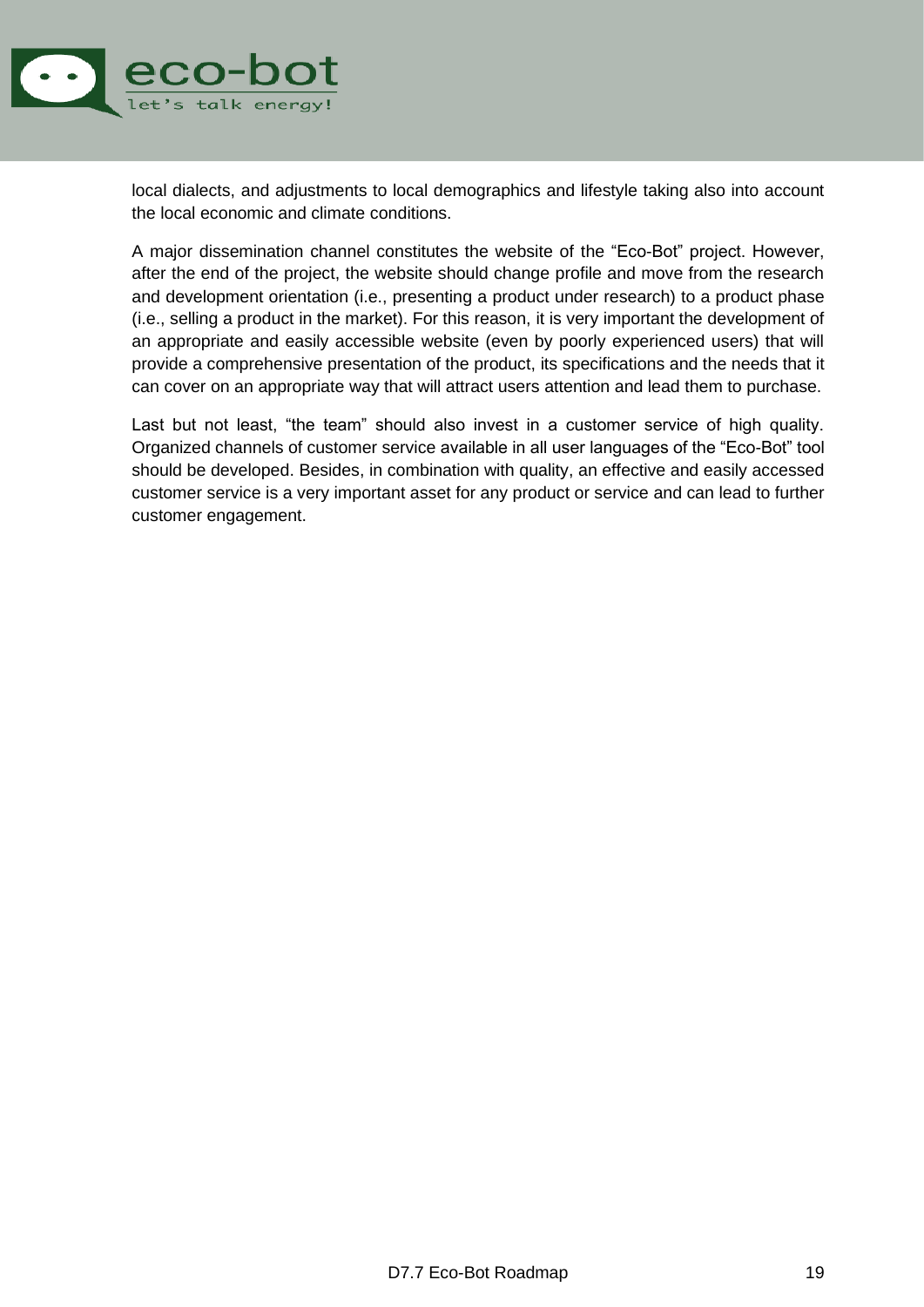local dialects, and adjustments to local demographics and lifestyle taking also into account the local economic and climate conditions.

A major dissemination channel constitutes the website of the "Eco-Bot" project. However, after the end of the project, the website should change profile and move from the research and development orientation (i.e., presenting a product under research) to a product phase (i.e., selling a product in the market). For this reason, it is very important the development of an appropriate and easily accessible website (even by poorly experienced users) that will provide a comprehensive presentation of the product, its specifications and the needs that it can cover on an appropriate way that will attract users attention and lead them to purchase.

Last but not least, "the team" should also invest in a customer service of high quality. Organized channels of customer service available in all user languages of the "Eco-Bot" tool should be developed. Besides, in combination with quality, an effective and easily accessed customer service is a very important asset for any product or service and can lead to further customer engagement.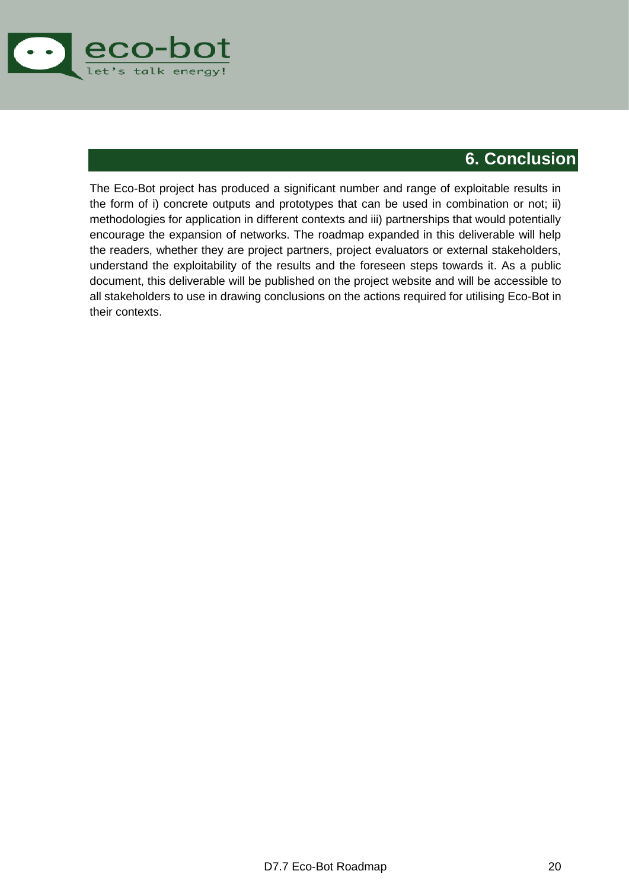# 6. Conclusion

The Eco-Bot project has produced a significant number and range of exploitable results in the form of i) concrete outputs and prototypes that can be used in combination or not; ii) methodologies for application in different contexts and iii) partnerships that would potentially encourage the expansion of networks. The roadmap expanded in this deliverable will help the readers, whether they are project partners, project evaluators or external stakeholders, understand the exploitability of the results and the foreseen steps towards it. As a public document, this deliverable will be published on the project website and will be accessible to all stakeholders to use in drawing conclusions on the actions required for utilising Eco-Bot in their contexts.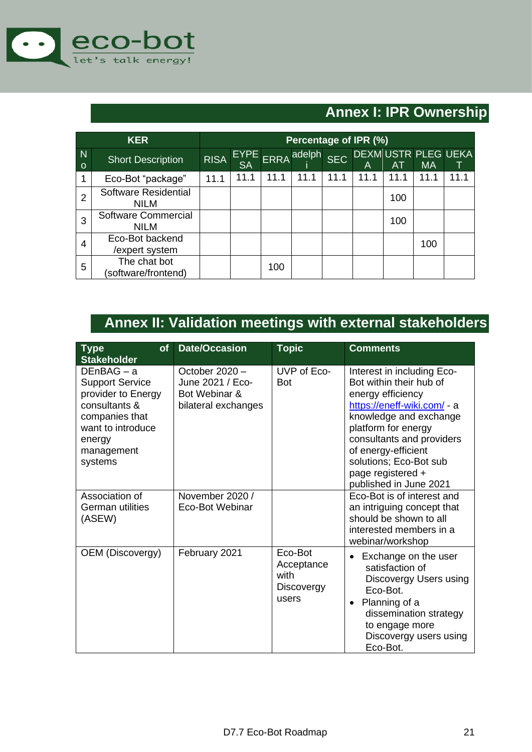## Annex I: IPR Ownership

| KER | | Percentage of IPR (%) | | | | | | | | |
|---|---|---|---|---|---|---|---|---|---|---|
| No | Short Description | RISA | EYPESA | ERRA | adelphi | SEC | DEXMA | USTRAT | PLEGMA | UEKAT |
| 1 | Eco-Bot “package” | 11.1 | 11.1 | 11.1 | 11.1 | 11.1 | 11.1 | 11.1 | 11.1 | 11.1 |
| 2 | Software Residential NILM | | | | | | | 100 | | |
| 3 | Software Commercial NILM | | | | | | | 100 | | |
| 4 | Eco-Bot backend /expert system | | | | | | | | 100 | |
| 5 | The chat bot (software/frontend) | | | 100 | | | | | | |

## Annex II: Validation meetings with external stakeholders

| Type of Stakeholder | Date/Occasion | Topic | Comments |
|---|---|---|---|
| DEnBAG – a Support Service provider to Energy consultants & companies that want to introduce energy management systems | October 2020 – June 2021 / Eco-Bot Webinar & bilateral exchanges | UVP of Eco-Bot | Interest in including Eco-Bot within their hub of energy efficiency https://eneff-wiki.com/ - a knowledge and exchange platform for energy consultants and providers of energy-efficient solutions; Eco-Bot sub page registered + published in June 2021 |
| Association of German utilities (ASEW) | November 2020 / Eco-Bot Webinar | | Eco-Bot is of interest and an intriguing concept that should be shown to all interested members in a webinar/workshop |
| OEM (Discovergy) | February 2021 | Eco-Bot Acceptance with Discovergy users | • Exchange on the user satisfaction of Discovergy Users using Eco-Bot. • Planning of a dissemination strategy to engage more Discovergy users using Eco-Bot. |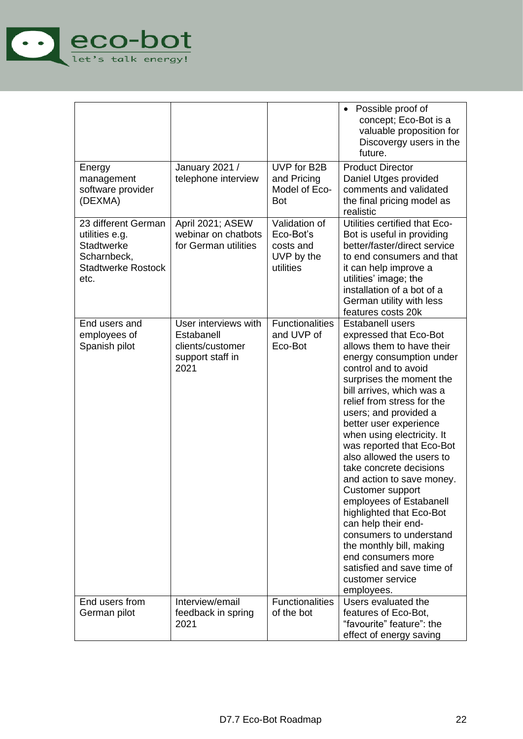| | | | • Possible proof of concept; Eco-Bot is a valuable proposition for Discovergy users in the future. |
|---|---|---|---|
| Energy management software provider (DEXMA) | January 2021 / telephone interview | UVP for B2B and Pricing Model of Eco-Bot | Product Director Daniel Utges provided comments and validated the final pricing model as realistic |
| 23 different German utilities e.g. Stadtwerke Scharnbeck, Stadtwerke Rostock etc. | April 2021; ASEW webinar on chatbots for German utilities | Validation of Eco-Bot's costs and UVP by the utilities | Utilities certified that Eco-Bot is useful in providing better/faster/direct service to end consumers and that it can help improve a utilities' image; the installation of a bot of a German utility with less features costs 20k |
| End users and employees of Spanish pilot | User interviews with Estabanell clients/customer support staff in 2021 | Functionalities and UVP of Eco-Bot | Estabanell users expressed that Eco-Bot allows them to have their energy consumption under control and to avoid surprises the moment the bill arrives, which was a relief from stress for the users; and provided a better user experience when using electricity. It was reported that Eco-Bot also allowed the users to take concrete decisions and action to save money. Customer support employees of Estabanell highlighted that Eco-Bot can help their end-consumers to understand the monthly bill, making end consumers more satisfied and save time of customer service employees. |
| End users from German pilot | Interview/email feedback in spring 2021 | Functionalities of the bot | Users evaluated the features of Eco-Bot, "favourite" feature": the effect of energy saving |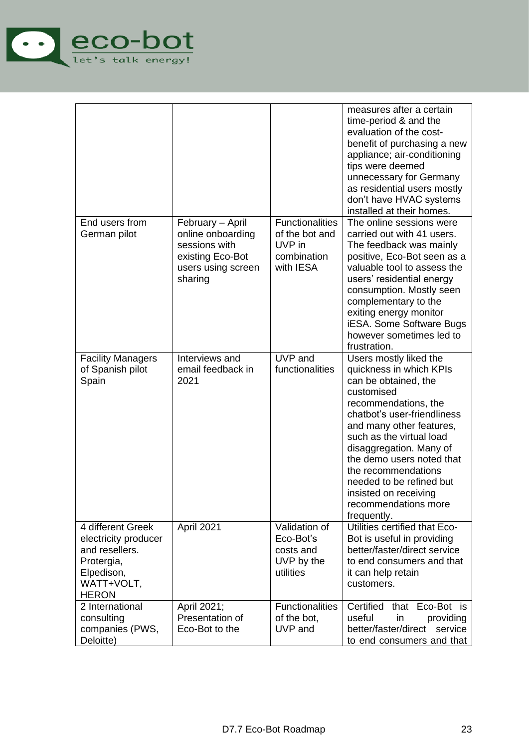|  |  |  | measures after a certain time-period & and the evaluation of the cost-benefit of purchasing a new appliance; air-conditioning tips were deemed unnecessary for Germany as residential users mostly don't have HVAC systems installed at their homes. |
|---|---|---|---|
| End users from German pilot | February – April online onboarding sessions with existing Eco-Bot users using screen sharing | Functionalities of the bot and UVP in combination with IESA | The online sessions were carried out with 41 users. The feedback was mainly positive, Eco-Bot seen as a valuable tool to assess the users' residential energy consumption. Mostly seen complementary to the exiting energy monitor iESA. Some Software Bugs however sometimes led to frustration. |
| Facility Managers of Spanish pilot Spain | Interviews and email feedback in 2021 | UVP and functionalities | Users mostly liked the quickness in which KPIs can be obtained, the customised recommendations, the chatbot's user-friendliness and many other features, such as the virtual load disaggregation. Many of the demo users noted that the recommendations needed to be refined but insisted on receiving recommendations more frequently. |
| 4 different Greek electricity producer and resellers. Protergia, Elpedison, WATT+VOLT, HERON | April 2021 | Validation of Eco-Bot's costs and UVP by the utilities | Utilities certified that Eco-Bot is useful in providing better/faster/direct service to end consumers and that it can help retain customers. |
| 2 International consulting companies (PWS, Deloitte) | April 2021; Presentation of Eco-Bot to the | Functionalities of the bot, UVP and | Certified that Eco-Bot is useful in providing better/faster/direct service to end consumers and that |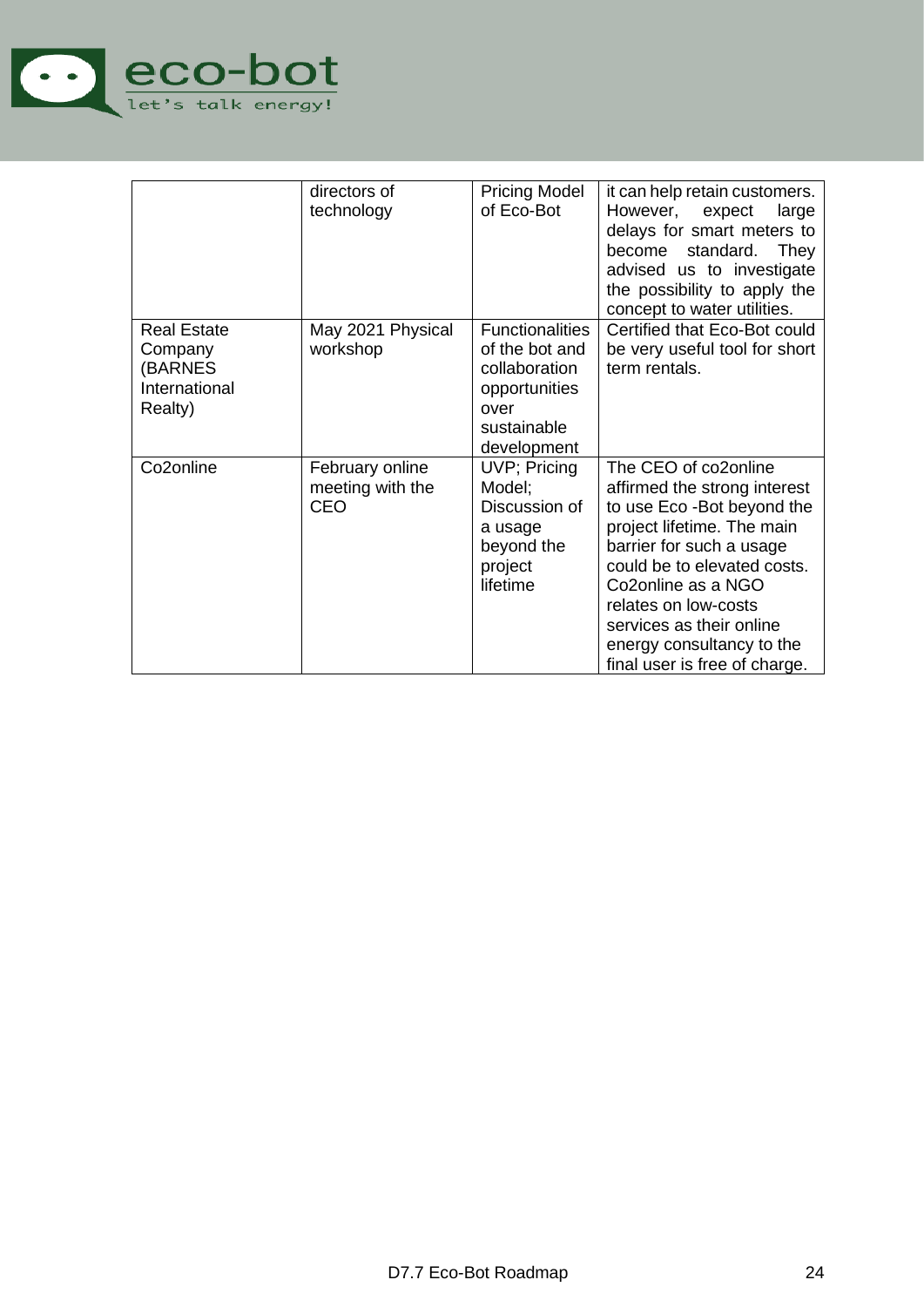| | | | |
|---|---|---|---|
| | directors of technology | Pricing Model of Eco-Bot | it can help retain customers. However, expect large delays for smart meters to become standard. They advised us to investigate the possibility to apply the concept to water utilities. |
| Real Estate Company (BARNES International Realty) | May 2021 Physical workshop | Functionalities of the bot and collaboration opportunities over sustainable development | Certified that Eco-Bot could be very useful tool for short term rentals. |
| Co2online | February online meeting with the CEO | UVP; Pricing Model; Discussion of a usage beyond the project lifetime | The CEO of co2online affirmed the strong interest to use Eco -Bot beyond the project lifetime. The main barrier for such a usage could be to elevated costs. Co2online as a NGO relates on low-costs services as their online energy consultancy to the final user is free of charge. |